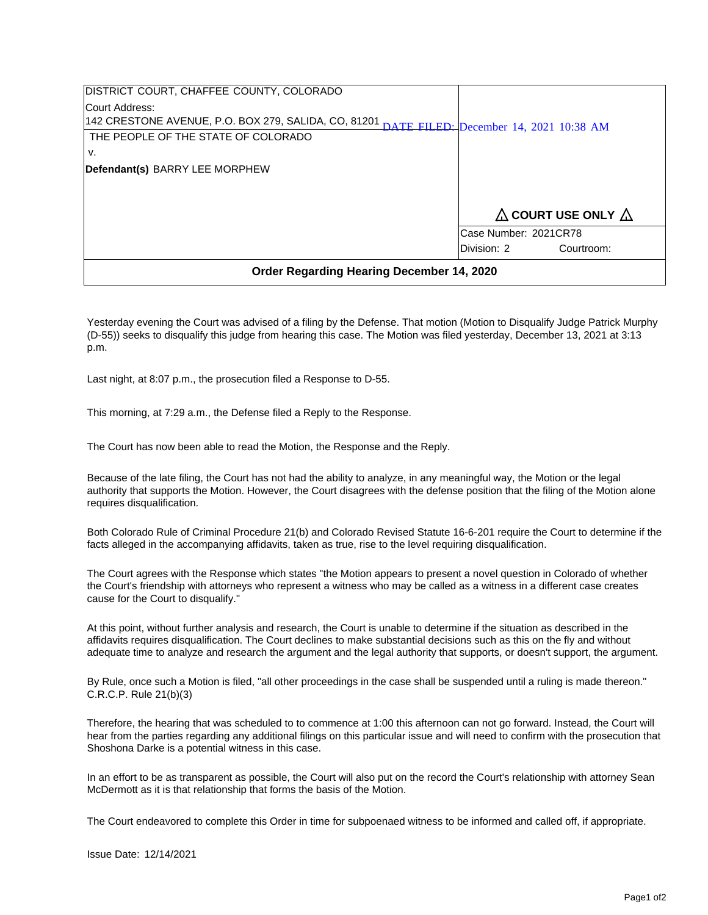| DISTRICT COURT, CHAFFEE COUNTY, COLORADO<br>Court Address:<br>142 CRESTONE AVENUE, P.O. BOX 279, SALIDA, CO, 81201 | DATE FILED: December 14, 2021 10:38 AM |
| --- | --- |
| THE PEOPLE OF THE STATE OF COLORADO<br>v.<br>**Defendant(s)** BARRY LEE MORPHEW | ⚠ **COURT USE ONLY** ⚠ |
| | Case Number: 2021CR78<br>Division: 2 Courtroom: |

## Order Regarding Hearing December 14, 2020

Yesterday evening the Court was advised of a filing by the Defense. That motion (Motion to Disqualify Judge Patrick Murphy (D-55)) seeks to disqualify this judge from hearing this case. The Motion was filed yesterday, December 13, 2021 at 3:13 p.m.

Last night, at 8:07 p.m., the prosecution filed a Response to D-55.

This morning, at 7:29 a.m., the Defense filed a Reply to the Response.

The Court has now been able to read the Motion, the Response and the Reply.

Because of the late filing, the Court has not had the ability to analyze, in any meaningful way, the Motion or the legal authority that supports the Motion. However, the Court disagrees with the defense position that the filing of the Motion alone requires disqualification.

Both Colorado Rule of Criminal Procedure 21(b) and Colorado Revised Statute 16-6-201 require the Court to determine if the facts alleged in the accompanying affidavits, taken as true, rise to the level requiring disqualification.

The Court agrees with the Response which states "the Motion appears to present a novel question in Colorado of whether the Court's friendship with attorneys who represent a witness who may be called as a witness in a different case creates cause for the Court to disqualify."

At this point, without further analysis and research, the Court is unable to determine if the situation as described in the affidavits requires disqualification. The Court declines to make substantial decisions such as this on the fly and without adequate time to analyze and research the argument and the legal authority that supports, or doesn't support, the argument.

By Rule, once such a Motion is filed, "all other proceedings in the case shall be suspended until a ruling is made thereon." C.R.C.P. Rule 21(b)(3)

Therefore, the hearing that was scheduled to to commence at 1:00 this afternoon can not go forward. Instead, the Court will hear from the parties regarding any additional filings on this particular issue and will need to confirm with the prosecution that Shoshona Darke is a potential witness in this case.

In an effort to be as transparent as possible, the Court will also put on the record the Court's relationship with attorney Sean McDermott as it is that relationship that forms the basis of the Motion.

The Court endeavored to complete this Order in time for subpoenaed witness to be informed and called off, if appropriate.

Issue Date: 12/14/2021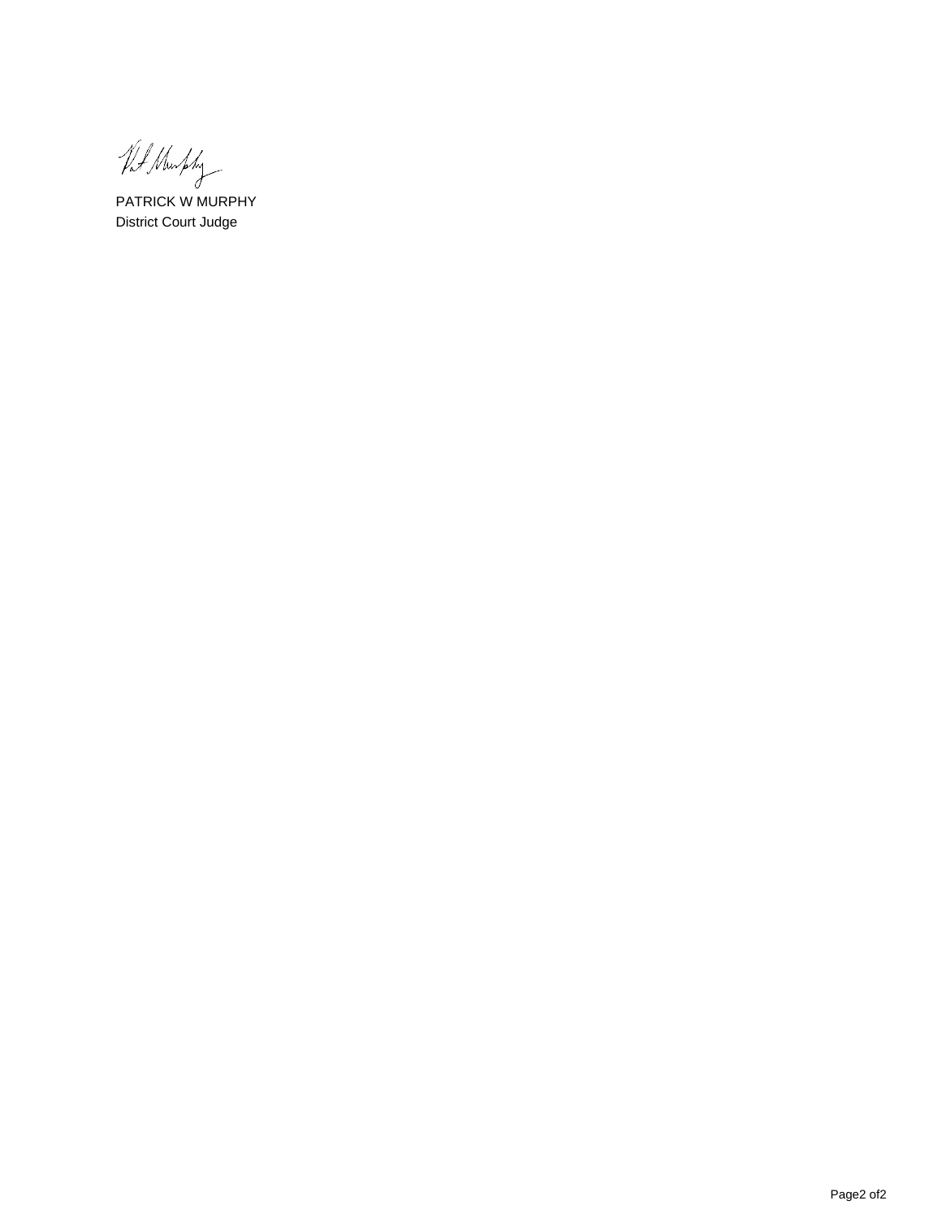PATRICK W MURPHY
District Court Judge